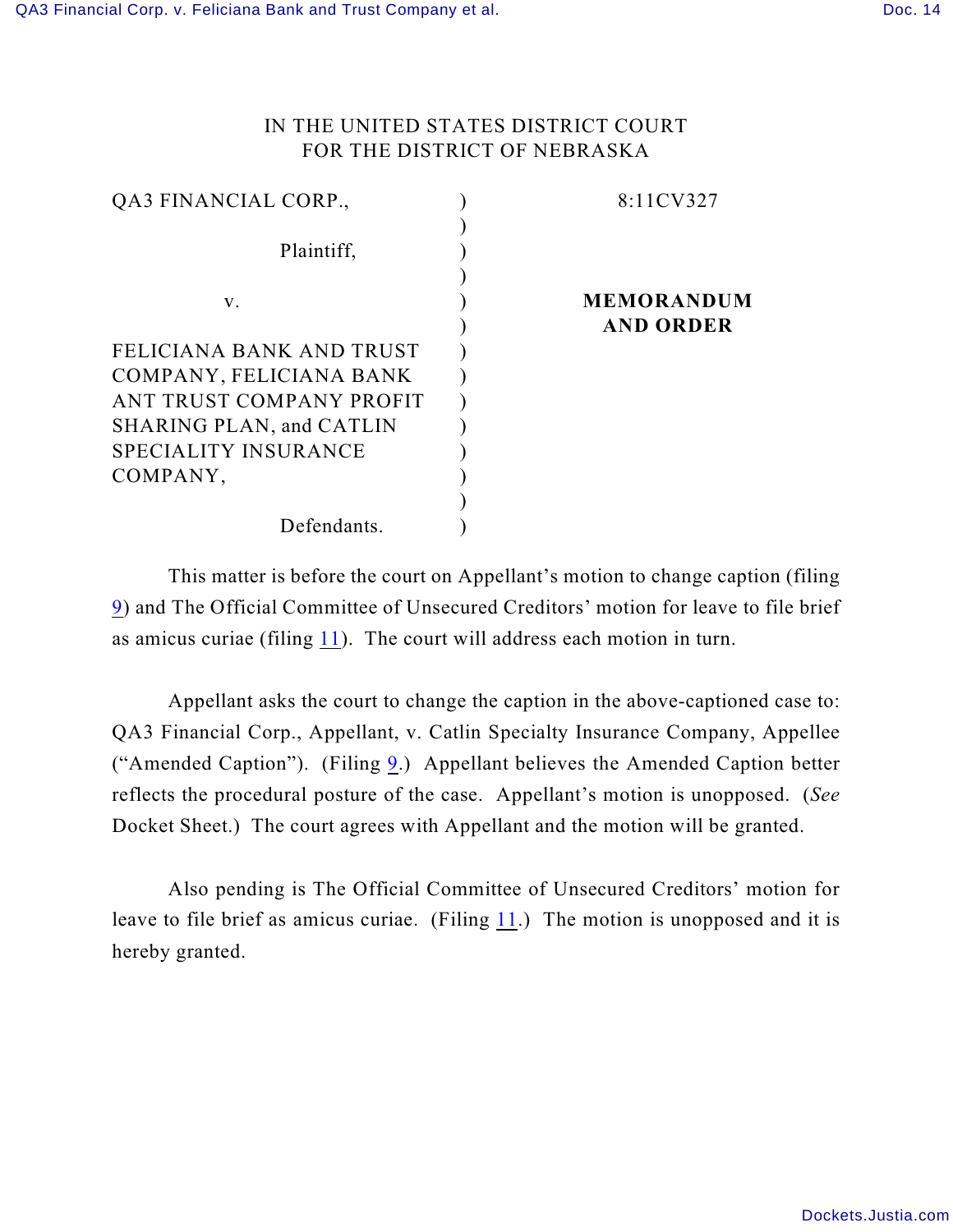IN THE UNITED STATES DISTRICT COURT
FOR THE DISTRICT OF NEBRASKA

| | | |
|---|---|---|
| QA3 FINANCIAL CORP., | ) | 8:11CV327 |
| | ) | |
| Plaintiff, | ) | |
| | ) | |
| v. | ) | **MEMORANDUM** |
| | ) | **AND ORDER** |
| FELICIANA BANK AND TRUST COMPANY, FELICIANA BANK ANT TRUST COMPANY PROFIT SHARING PLAN, and CATLIN SPECIALITY INSURANCE COMPANY, | ) | |
| | ) | |
| Defendants. | ) | |

This matter is before the court on Appellant's motion to change caption (filing 9) and The Official Committee of Unsecured Creditors' motion for leave to file brief as amicus curiae (filing 11). The court will address each motion in turn.

Appellant asks the court to change the caption in the above-captioned case to: QA3 Financial Corp., Appellant, v. Catlin Specialty Insurance Company, Appellee ("Amended Caption"). (Filing 9.) Appellant believes the Amended Caption better reflects the procedural posture of the case. Appellant's motion is unopposed. (*See* Docket Sheet.) The court agrees with Appellant and the motion will be granted.

Also pending is The Official Committee of Unsecured Creditors' motion for leave to file brief as amicus curiae. (Filing 11.) The motion is unopposed and it is hereby granted.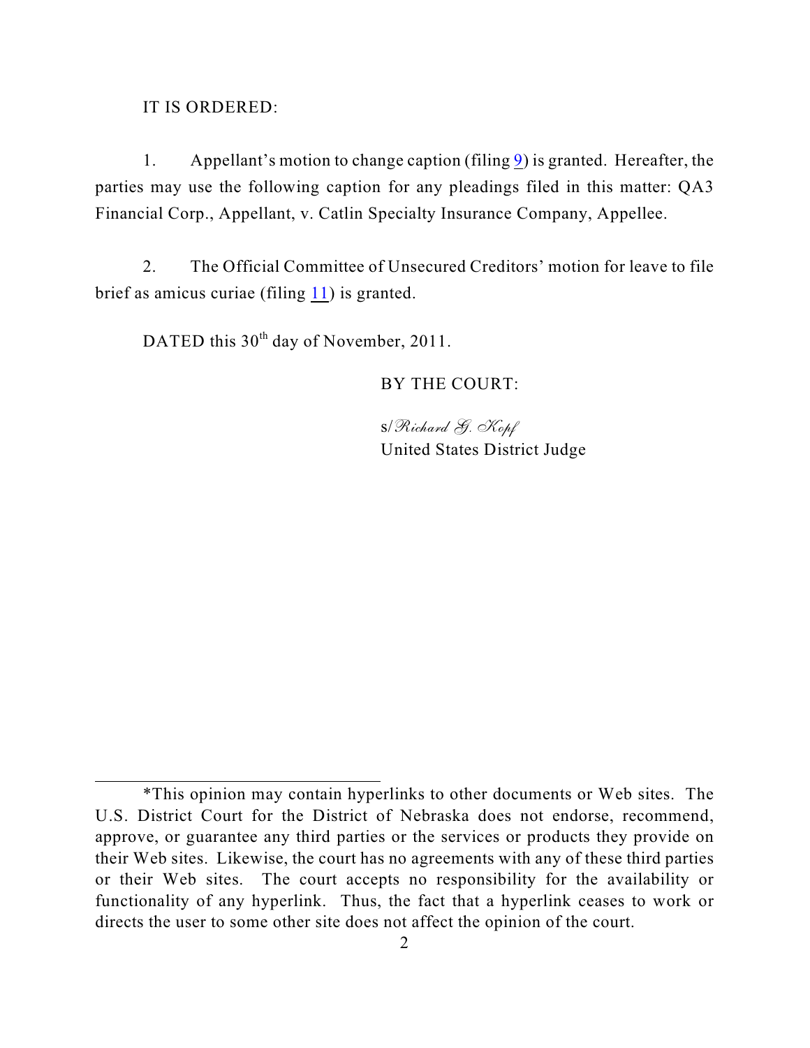IT IS ORDERED:

1. Appellant's motion to change caption (filing 9) is granted. Hereafter, the parties may use the following caption for any pleadings filed in this matter: QA3 Financial Corp., Appellant, v. Catlin Specialty Insurance Company, Appellee.

2. The Official Committee of Unsecured Creditors' motion for leave to file brief as amicus curiae (filing 11) is granted.

DATED this 30th day of November, 2011.

BY THE COURT:

s/*Richard G. Kopf*
United States District Judge

---

*This opinion may contain hyperlinks to other documents or Web sites. The U.S. District Court for the District of Nebraska does not endorse, recommend, approve, or guarantee any third parties or the services or products they provide on their Web sites. Likewise, the court has no agreements with any of these third parties or their Web sites. The court accepts no responsibility for the availability or functionality of any hyperlink. Thus, the fact that a hyperlink ceases to work or directs the user to some other site does not affect the opinion of the court.